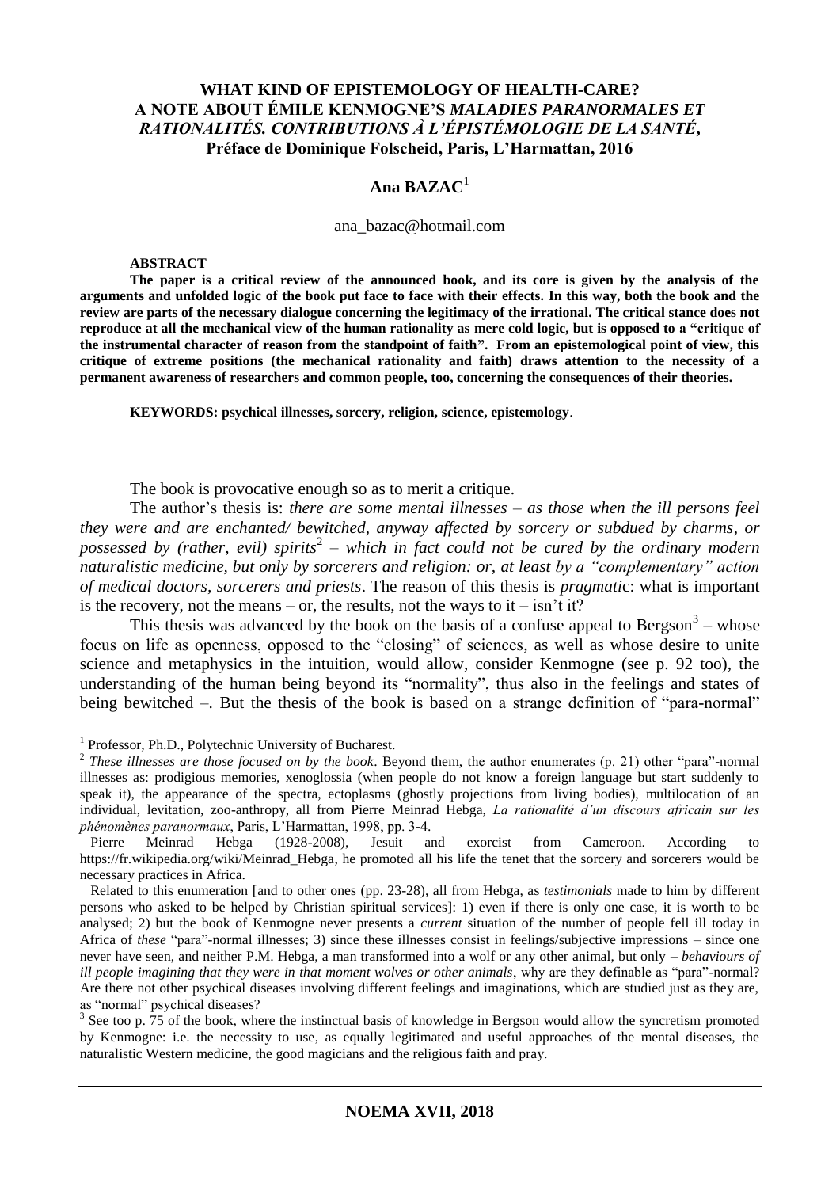# WHAT KIND OF EPISTEMOLOGY OF HEALTH-CARE? A NOTE ABOUT ÉMILE KENMOGNE'S *MALADIES PARANORMALES ET RATIONALITÉS. CONTRIBUTIONS À L'ÉPISTÉMOLOGIE DE LA SANTÉ*, Préface de Dominique Folscheid, Paris, L'Harmattan, 2016

**Ana BAZAC**[1]

ana_bazac@hotmail.com

**ABSTRACT**

**The paper is a critical review of the announced book, and its core is given by the analysis of the arguments and unfolded logic of the book put face to face with their effects. In this way, both the book and the review are parts of the necessary dialogue concerning the legitimacy of the irrational. The critical stance does not reproduce at all the mechanical view of the human rationality as mere cold logic, but is opposed to a "critique of the instrumental character of reason from the standpoint of faith". From an epistemological point of view, this critique of extreme positions (the mechanical rationality and faith) draws attention to the necessity of a permanent awareness of researchers and common people, too, concerning the consequences of their theories.**

**KEYWORDS: psychical illnesses, sorcery, religion, science, epistemology**.

The book is provocative enough so as to merit a critique.

The author's thesis is: *there are some mental illnesses – as those when the ill persons feel they were and are enchanted/ bewitched, anyway affected by sorcery or subdued by charms, or possessed by (rather, evil) spirits*[2] *– which in fact could not be cured by the ordinary modern naturalistic medicine, but only by sorcerers and religion: or, at least by a "complementary" action of medical doctors, sorcerers and priests*. The reason of this thesis is *pragmati*c: what is important is the recovery, not the means – or, the results, not the ways to it – isn't it?

This thesis was advanced by the book on the basis of a confuse appeal to Bergson[3] – whose focus on life as openness, opposed to the "closing" of sciences, as well as whose desire to unite science and metaphysics in the intuition, would allow, consider Kenmogne (see p. 92 too), the understanding of the human being beyond its "normality", thus also in the feelings and states of being bewitched –. But the thesis of the book is based on a strange definition of "para-normal"

---

[1] Professor, Ph.D., Polytechnic University of Bucharest.

[2] *These illnesses are those focused on by the book*. Beyond them, the author enumerates (p. 21) other "para"-normal illnesses as: prodigious memories, xenoglossia (when people do not know a foreign language but start suddenly to speak it), the appearance of the spectra, ectoplasms (ghostly projections from living bodies), multilocation of an individual, levitation, zoo-anthropy, all from Pierre Meinrad Hebga, *La rationalité d'un discours africain sur les phénomènes paranormaux*, Paris, L'Harmattan, 1998, pp. 3-4.

Pierre Meinrad Hebga (1928-2008), Jesuit and exorcist from Cameroon. According to https://fr.wikipedia.org/wiki/Meinrad_Hebga, he promoted all his life the tenet that the sorcery and sorcerers would be necessary practices in Africa.

Related to this enumeration [and to other ones (pp. 23-28), all from Hebga, as *testimonials* made to him by different persons who asked to be helped by Christian spiritual services]: 1) even if there is only one case, it is worth to be analysed; 2) but the book of Kenmogne never presents a *current* situation of the number of people fell ill today in Africa of *these* "para"-normal illnesses; 3) since these illnesses consist in feelings/subjective impressions – since one never have seen, and neither P.M. Hebga, a man transformed into a wolf or any other animal, but only – *behaviours of ill people imagining that they were in that moment wolves or other animals*, why are they definable as "para"-normal? Are there not other psychical diseases involving different feelings and imaginations, which are studied just as they are, as "normal" psychical diseases?

[3] See too p. 75 of the book, where the instinctual basis of knowledge in Bergson would allow the syncretism promoted by Kenmogne: i.e. the necessity to use, as equally legitimated and useful approaches of the mental diseases, the naturalistic Western medicine, the good magicians and the religious faith and pray.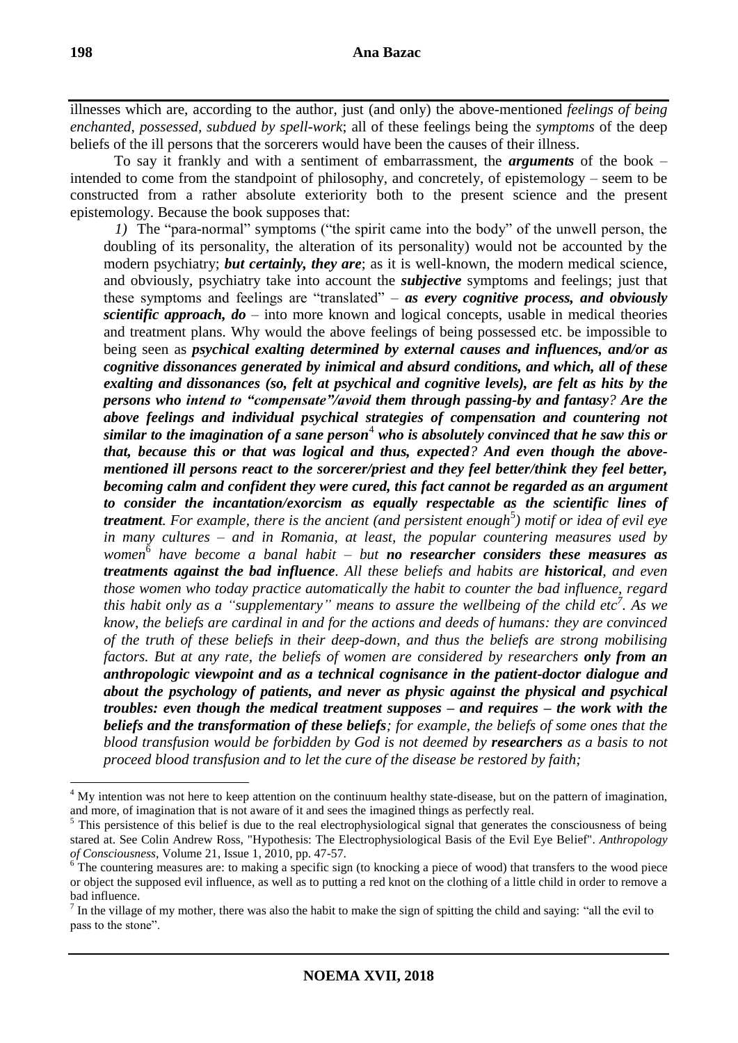illnesses which are, according to the author, just (and only) the above-mentioned *feelings of being enchanted, possessed, subdued by spell-work*; all of these feelings being the *symptoms* of the deep beliefs of the ill persons that the sorcerers would have been the causes of their illness.

To say it frankly and with a sentiment of embarrassment, the ***arguments*** of the book – intended to come from the standpoint of philosophy, and concretely, of epistemology – seem to be constructed from a rather absolute exteriority both to the present science and the present epistemology. Because the book supposes that:

*1)* The "para-normal" symptoms ("the spirit came into the body" of the unwell person, the doubling of its personality, the alteration of its personality) would not be accounted by the modern psychiatry; ***but certainly, they are***; as it is well-known, the modern medical science, and obviously, psychiatry take into account the ***subjective*** symptoms and feelings; just that these symptoms and feelings are "translated" – ***as every cognitive process, and obviously scientific approach, do*** – into more known and logical concepts, usable in medical theories and treatment plans. Why would the above feelings of being possessed etc. be impossible to being seen as ***psychical exalting determined by external causes and influences, and/or as cognitive dissonances generated by inimical and absurd conditions, and which, all of these exalting and dissonances (so, felt at psychical and cognitive levels), are felt as hits by the persons who intend to "compensate"/avoid them through passing-by and fantasy? Are the above feelings and individual psychical strategies of compensation and countering not similar to the imagination of a sane person***[4] ***who is absolutely convinced that he saw this or that, because this or that was logical and thus, expected? And even though the above-mentioned ill persons react to the sorcerer/priest and they feel better/think they feel better, becoming calm and confident they were cured, this fact cannot be regarded as an argument to consider the incantation/exorcism as equally respectable as the scientific lines of treatment***. *For example, there is the ancient (and persistent enough*[5]*) motif or idea of evil eye in many cultures – and in Romania, at least, the popular countering measures used by women*[6] *have become a banal habit – but* ***no researcher considers these measures as treatments against the bad influence***. *All these beliefs and habits are* ***historical***, *and even those women who today practice automatically the habit to counter the bad influence, regard this habit only as a "supplementary" means to assure the wellbeing of the child etc*[7]. *As we know, the beliefs are cardinal in and for the actions and deeds of humans: they are convinced of the truth of these beliefs in their deep-down, and thus the beliefs are strong mobilising factors. But at any rate, the beliefs of women are considered by researchers* ***only from an anthropologic viewpoint and as a technical cognisance in the patient-doctor dialogue and about the psychology of patients, and never as physic against the physical and psychical troubles: even though the medical treatment supposes – and requires – the work with the beliefs and the transformation of these beliefs***; *for example, the beliefs of some ones that the blood transfusion would be forbidden by God is not deemed by* ***researchers*** *as a basis to not proceed blood transfusion and to let the cure of the disease be restored by faith;*

---

[4] My intention was not here to keep attention on the continuum healthy state-disease, but on the pattern of imagination, and more, of imagination that is not aware of it and sees the imagined things as perfectly real.

[5] This persistence of this belief is due to the real electrophysiological signal that generates the consciousness of being stared at. See Colin Andrew Ross, "Hypothesis: The Electrophysiological Basis of the Evil Eye Belief". *Anthropology of Consciousness*, Volume 21, Issue 1, 2010, pp. 47-57.

[6] The countering measures are: to making a specific sign (to knocking a piece of wood) that transfers to the wood piece or object the supposed evil influence, as well as to putting a red knot on the clothing of a little child in order to remove a bad influence.

[7] In the village of my mother, there was also the habit to make the sign of spitting the child and saying: "all the evil to pass to the stone".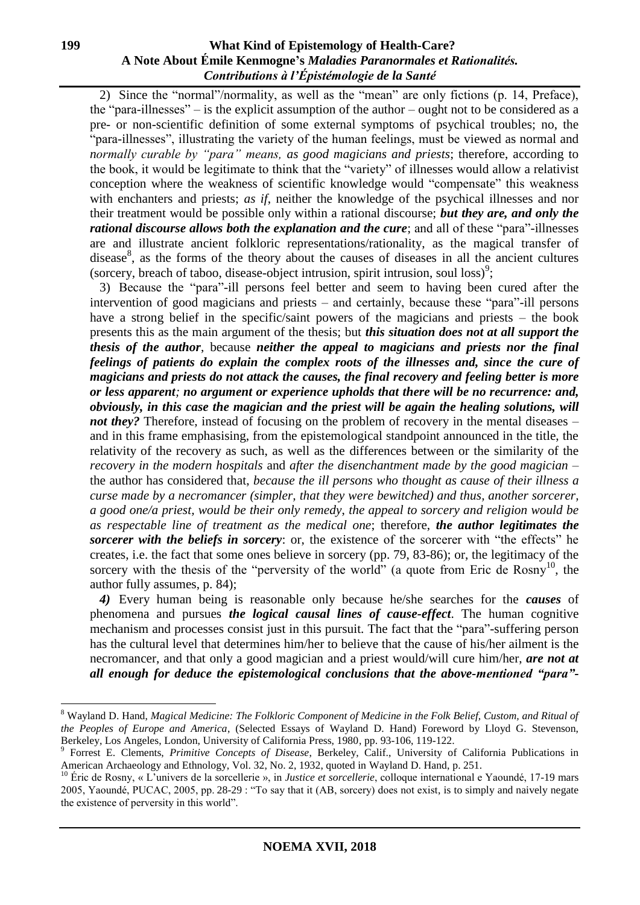2) Since the "normal"/normality, as well as the "mean" are only fictions (p. 14, Preface), the "para-illnesses" – is the explicit assumption of the author – ought not to be considered as a pre- or non-scientific definition of some external symptoms of psychical troubles; no, the "para-illnesses", illustrating the variety of the human feelings, must be viewed as normal and *normally curable by "para" means, as good magicians and priests*; therefore, according to the book, it would be legitimate to think that the "variety" of illnesses would allow a relativist conception where the weakness of scientific knowledge would "compensate" this weakness with enchanters and priests; *as if*, neither the knowledge of the psychical illnesses and nor their treatment would be possible only within a rational discourse; ***but they are, and only the rational discourse allows both the explanation and the cure***; and all of these "para"-illnesses are and illustrate ancient folkloric representations/rationality, as the magical transfer of disease[8], as the forms of the theory about the causes of diseases in all the ancient cultures (sorcery, breach of taboo, disease-object intrusion, spirit intrusion, soul loss)[9];

3) Because the "para"-ill persons feel better and seem to having been cured after the intervention of good magicians and priests – and certainly, because these "para"-ill persons have a strong belief in the specific/saint powers of the magicians and priests – the book presents this as the main argument of the thesis; but ***this situation does not at all support the thesis of the author***, because ***neither the appeal to magicians and priests nor the final feelings of patients do explain the complex roots of the illnesses and, since the cure of magicians and priests do not attack the causes, the final recovery and feeling better is more or less apparent; no argument or experience upholds that there will be no recurrence: and, obviously, in this case the magician and the priest will be again the healing solutions, will not they?*** Therefore, instead of focusing on the problem of recovery in the mental diseases – and in this frame emphasising, from the epistemological standpoint announced in the title, the relativity of the recovery as such, as well as the differences between or the similarity of the *recovery in the modern hospitals* and *after the disenchantment made by the good magician* – the author has considered that, *because the ill persons who thought as cause of their illness a curse made by a necromancer (simpler, that they were bewitched) and thus, another sorcerer, a good one/a priest, would be their only remedy, the appeal to sorcery and religion would be as respectable line of treatment as the medical one*; therefore, ***the author legitimates the sorcerer with the beliefs in sorcery***: or, the existence of the sorcerer with "the effects" he creates, i.e. the fact that some ones believe in sorcery (pp. 79, 83-86); or, the legitimacy of the sorcery with the thesis of the "perversity of the world" (a quote from Eric de Rosny[10], the author fully assumes, p. 84);

***4)*** Every human being is reasonable only because he/she searches for the ***causes*** of phenomena and pursues ***the logical causal lines of cause-effect***. The human cognitive mechanism and processes consist just in this pursuit. The fact that the "para"-suffering person has the cultural level that determines him/her to believe that the cause of his/her ailment is the necromancer, and that only a good magician and a priest would/will cure him/her, ***are not at all enough for deduce the epistemological conclusions that the above-mentioned "para"-***

---

[8] Wayland D. Hand, *Magical Medicine: The Folkloric Component of Medicine in the Folk Belief, Custom, and Ritual of the Peoples of Europe and America*, (Selected Essays of Wayland D. Hand) Foreword by Lloyd G. Stevenson, Berkeley, Los Angeles, London, University of California Press, 1980, pp. 93-106, 119-122.

[9] Forrest E. Clements, *Primitive Concepts of Disease*, Berkeley, Calif., University of California Publications in American Archaeology and Ethnology, Vol. 32, No. 2, 1932, quoted in Wayland D. Hand, p. 251.

[10] Éric de Rosny, « L'univers de la sorcellerie », in *Justice et sorcellerie*, colloque international e Yaoundé, 17-19 mars 2005, Yaoundé, PUCAC, 2005, pp. 28-29 : "To say that it (AB, sorcery) does not exist, is to simply and naively negate the existence of perversity in this world".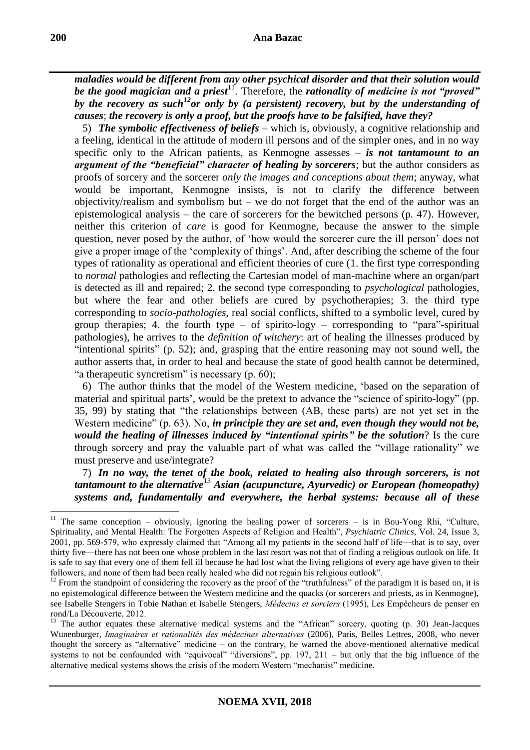***maladies would be different from any other psychical disorder and that their solution would be the good magician and a priest***[11]. Therefore, the ***rationality of medicine is not "proved" by the recovery as such***[12]***or only by (a persistent) recovery, but by the understanding of causes***; ***the recovery is only a proof, but the proofs have to be falsified, have they?***

5) ***The symbolic effectiveness of beliefs*** – which is, obviously, a cognitive relationship and a feeling, identical in the attitude of modern ill persons and of the simpler ones, and in no way specific only to the African patients, as Kenmogne assesses – ***is not tantamount to an argument of the "beneficial" character of healing by sorcerers***; but the author considers as proofs of sorcery and the sorcerer *only the images and conceptions about them*; anyway, what would be important, Kenmogne insists, is not to clarify the difference between objectivity/realism and symbolism but – we do not forget that the end of the author was an epistemological analysis – the care of sorcerers for the bewitched persons (p. 47). However, neither this criterion of *care* is good for Kenmogne, because the answer to the simple question, never posed by the author, of 'how would the sorcerer cure the ill person' does not give a proper image of the 'complexity of things'. And, after describing the scheme of the four types of rationality as operational and efficient theories of cure (1. the first type corresponding to *normal* pathologies and reflecting the Cartesian model of man-machine where an organ/part is detected as ill and repaired; 2. the second type corresponding to *psychological* pathologies, but where the fear and other beliefs are cured by psychotherapies; 3. the third type corresponding to *socio-pathologies*, real social conflicts, shifted to a symbolic level, cured by group therapies; 4. the fourth type – of spirito-logy – corresponding to "para"-spiritual pathologies), he arrives to the *definition of witchery*: art of healing the illnesses produced by "intentional spirits" (p. 52); and, grasping that the entire reasoning may not sound well, the author asserts that, in order to heal and because the state of good health cannot be determined, "a therapeutic syncretism" is necessary (p. 60);

6) The author thinks that the model of the Western medicine, 'based on the separation of material and spiritual parts', would be the pretext to advance the "science of spirito-logy" (pp. 35, 99) by stating that "the relationships between (AB, these parts) are not yet set in the Western medicine" (p. 63). No, ***in principle they are set and, even though they would not be, would the healing of illnesses induced by "intentional spirits" be the solution***? Is the cure through sorcery and pray the valuable part of what was called the "village rationality" we must preserve and use/integrate?

7) ***In no way, the tenet of the book, related to healing also through sorcerers, is not tantamount to the alternative***[13] ***Asian (acupuncture, Ayurvedic) or European (homeopathy) systems and, fundamentally and everywhere, the herbal systems: because all of these***

---

[11] The same conception – obviously, ignoring the healing power of sorcerers – is in Bou-Yong Rhi, "Culture, Spirituality, and Mental Health: The Forgotten Aspects of Religion and Health", *Psychiatric Clinics*, Vol. 24, Issue 3, 2001, pp. 569-579, who expressly claimed that "Among all my patients in the second half of life—that is to say, over thirty five—there has not been one whose problem in the last resort was not that of finding a religious outlook on life. It is safe to say that every one of them fell ill because he had lost what the living religions of every age have given to their followers, and none of them had been really healed who did not regain his religious outlook".

[12] From the standpoint of considering the recovery as the proof of the "truthfulness" of the paradigm it is based on, it is no epistemological difference between the Western medicine and the quacks (or sorcerers and priests, as in Kenmogne), see Isabelle Stengers in Tobie Nathan et Isabelle Stengers, *Médecins et sorciers* (1995), Les Empêcheurs de penser en rond/La Découverte, 2012.

[13] The author equates these alternative medical systems and the "African" sorcery, quoting (p. 30) Jean-Jacques Wunenburger, *Imaginaires et rationalités des médecines alternatives* (2006), Paris, Belles Lettres, 2008, who never thought the sorcery as "alternative" medicine – on the contrary, he warned the above-mentioned alternative medical systems to not be confounded with "equivocal" "diversions", pp. 197, 211 – but only that the big influence of the alternative medical systems shows the crisis of the modern Western "mechanist" medicine.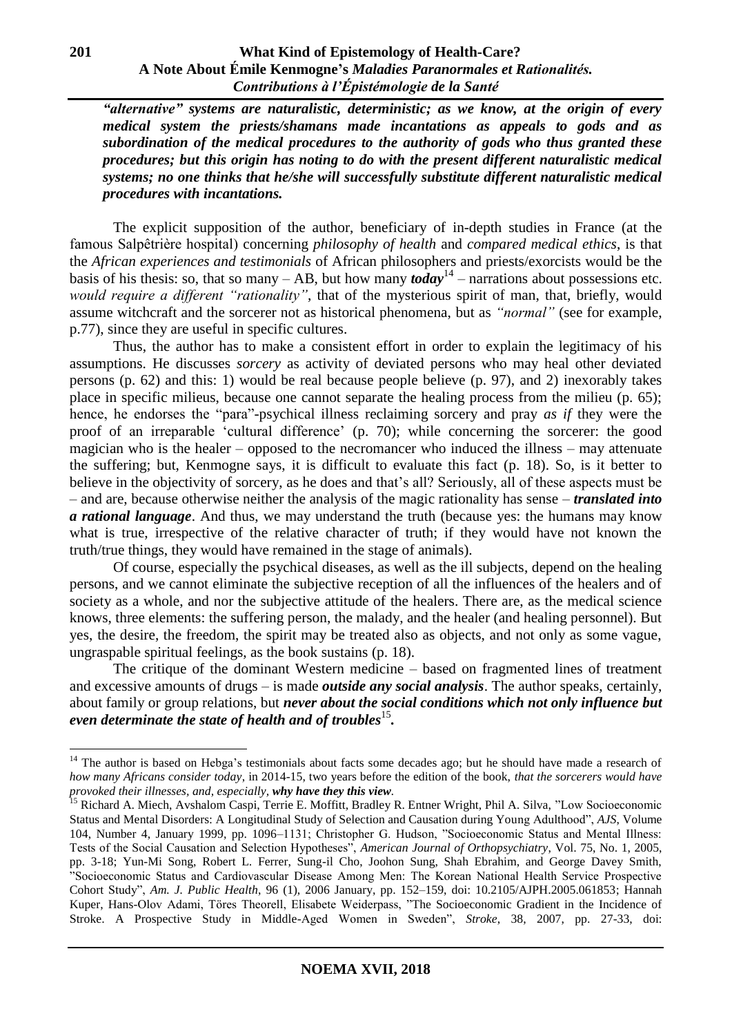***"alternative" systems are naturalistic, deterministic; as we know, at the origin of every medical system the priests/shamans made incantations as appeals to gods and as subordination of the medical procedures to the authority of gods who thus granted these procedures; but this origin has noting to do with the present different naturalistic medical systems; no one thinks that he/she will successfully substitute different naturalistic medical procedures with incantations.***

The explicit supposition of the author, beneficiary of in-depth studies in France (at the famous Salpêtrière hospital) concerning *philosophy of health* and *compared medical ethics*, is that the *African experiences and testimonials* of African philosophers and priests/exorcists would be the basis of his thesis: so, that so many – AB, but how many ***today***[14] – narrations about possessions etc. *would require a different "rationality"*, that of the mysterious spirit of man, that, briefly, would assume witchcraft and the sorcerer not as historical phenomena, but as *"normal"* (see for example, p.77), since they are useful in specific cultures.

Thus, the author has to make a consistent effort in order to explain the legitimacy of his assumptions. He discusses *sorcery* as activity of deviated persons who may heal other deviated persons (p. 62) and this: 1) would be real because people believe (p. 97), and 2) inexorably takes place in specific milieus, because one cannot separate the healing process from the milieu (p. 65); hence, he endorses the "para"-psychical illness reclaiming sorcery and pray *as if* they were the proof of an irreparable 'cultural difference' (p. 70); while concerning the sorcerer: the good magician who is the healer – opposed to the necromancer who induced the illness – may attenuate the suffering; but, Kenmogne says, it is difficult to evaluate this fact (p. 18). So, is it better to believe in the objectivity of sorcery, as he does and that's all? Seriously, all of these aspects must be – and are, because otherwise neither the analysis of the magic rationality has sense – ***translated into a rational language***. And thus, we may understand the truth (because yes: the humans may know what is true, irrespective of the relative character of truth; if they would have not known the truth/true things, they would have remained in the stage of animals).

Of course, especially the psychical diseases, as well as the ill subjects, depend on the healing persons, and we cannot eliminate the subjective reception of all the influences of the healers and of society as a whole, and nor the subjective attitude of the healers. There are, as the medical science knows, three elements: the suffering person, the malady, and the healer (and healing personnel). But yes, the desire, the freedom, the spirit may be treated also as objects, and not only as some vague, ungraspable spiritual feelings, as the book sustains (p. 18).

The critique of the dominant Western medicine – based on fragmented lines of treatment and excessive amounts of drugs – is made ***outside any social analysis***. The author speaks, certainly, about family or group relations, but ***never about the social conditions which not only influence but even determinate the state of health and of troubles***[15]**.**

---

[14] The author is based on Hebga's testimonials about facts some decades ago; but he should have made a research of *how many Africans consider today*, in 2014-15, two years before the edition of the book, *that the sorcerers would have provoked their illnesses, and, especially*, ***why have they this view***.

[15] Richard A. Miech, Avshalom Caspi, Terrie E. Moffitt, Bradley R. Entner Wright, Phil A. Silva, "Low Socioeconomic Status and Mental Disorders: A Longitudinal Study of Selection and Causation during Young Adulthood", *AJS*, Volume 104, Number 4, January 1999, pp. 1096–1131; Christopher G. Hudson, "Socioeconomic Status and Mental Illness: Tests of the Social Causation and Selection Hypotheses", *American Journal of Orthopsychiatry*, Vol. 75, No. 1, 2005, pp. 3-18; Yun-Mi Song, Robert L. Ferrer, Sung-il Cho, Joohon Sung, Shah Ebrahim, and George Davey Smith, "Socioeconomic Status and Cardiovascular Disease Among Men: The Korean National Health Service Prospective Cohort Study", *Am. J. Public Health*, 96 (1), 2006 January, pp. 152–159, doi: 10.2105/AJPH.2005.061853; Hannah Kuper, Hans-Olov Adami, Töres Theorell, Elisabete Weiderpass, "The Socioeconomic Gradient in the Incidence of Stroke. A Prospective Study in Middle-Aged Women in Sweden", *Stroke*, 38, 2007, pp. 27-33, doi: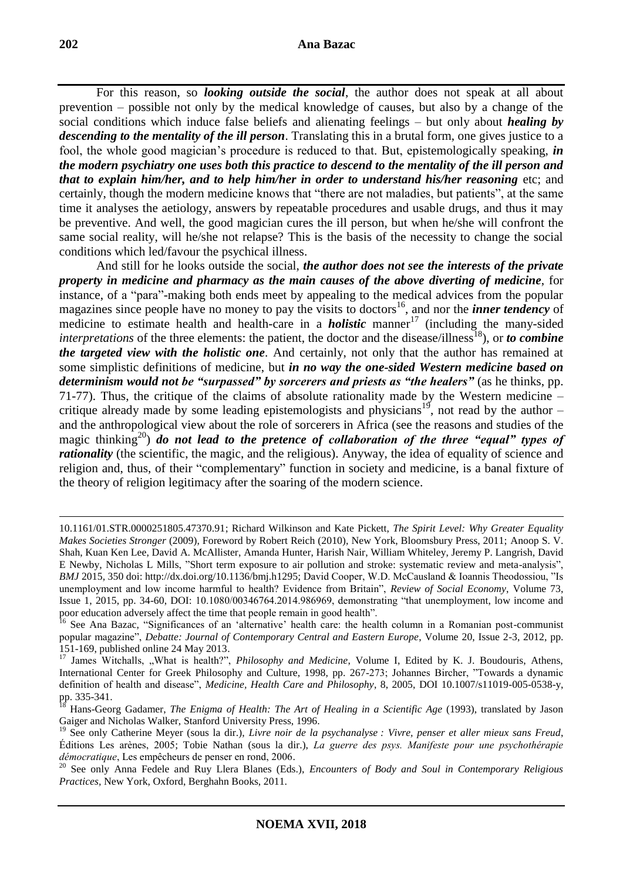For this reason, so ***looking outside the social***, the author does not speak at all about prevention – possible not only by the medical knowledge of causes, but also by a change of the social conditions which induce false beliefs and alienating feelings – but only about ***healing by descending to the mentality of the ill person***. Translating this in a brutal form, one gives justice to a fool, the whole good magician's procedure is reduced to that. But, epistemologically speaking, ***in the modern psychiatry one uses both this practice to descend to the mentality of the ill person and that to explain him/her, and to help him/her in order to understand his/her reasoning*** etc; and certainly, though the modern medicine knows that "there are not maladies, but patients", at the same time it analyses the aetiology, answers by repeatable procedures and usable drugs, and thus it may be preventive. And well, the good magician cures the ill person, but when he/she will confront the same social reality, will he/she not relapse? This is the basis of the necessity to change the social conditions which led/favour the psychical illness.

And still for he looks outside the social, ***the author does not see the interests of the private property in medicine and pharmacy as the main causes of the above diverting of medicine***, for instance, of a "para"-making both ends meet by appealing to the medical advices from the popular magazines since people have no money to pay the visits to doctors[16], and nor the ***inner tendency*** of medicine to estimate health and health-care in a ***holistic*** manner[17] (including the many-sided *interpretations* of the three elements: the patient, the doctor and the disease/illness[18]), or ***to combine the targeted view with the holistic one***. And certainly, not only that the author has remained at some simplistic definitions of medicine, but ***in no way the one-sided Western medicine based on determinism would not be "surpassed" by sorcerers and priests as "the healers"*** (as he thinks, pp. 71-77). Thus, the critique of the claims of absolute rationality made by the Western medicine – critique already made by some leading epistemologists and physicians[19], not read by the author – and the anthropological view about the role of sorcerers in Africa (see the reasons and studies of the magic thinking[20]) ***do not lead to the pretence of collaboration of the three "equal" types of rationality*** (the scientific, the magic, and the religious). Anyway, the idea of equality of science and religion and, thus, of their "complementary" function in society and medicine, is a banal fixture of the theory of religion legitimacy after the soaring of the modern science.

---

10.1161/01.STR.0000251805.47370.91; Richard Wilkinson and Kate Pickett, *The Spirit Level: Why Greater Equality Makes Societies Stronger* (2009), Foreword by Robert Reich (2010), New York, Bloomsbury Press, 2011; Anoop S. V. Shah, Kuan Ken Lee, David A. McAllister, Amanda Hunter, Harish Nair, William Whiteley, Jeremy P. Langrish, David E Newby, Nicholas L Mills, "Short term exposure to air pollution and stroke: systematic review and meta-analysis", *BMJ* 2015, 350 doi: http://dx.doi.org/10.1136/bmj.h1295; David Cooper, W.D. McCausland & Ioannis Theodossiou, "Is unemployment and low income harmful to health? Evidence from Britain", *Review of Social Economy*, Volume 73, Issue 1, 2015, pp. 34-60, DOI: 10.1080/00346764.2014.986969, demonstrating "that unemployment, low income and poor education adversely affect the time that people remain in good health".

[16] See Ana Bazac, "Significances of an 'alternative' health care: the health column in a Romanian post-communist popular magazine", *Debatte: Journal of Contemporary Central and Eastern Europe*, Volume 20, Issue 2-3, 2012, pp. 151-169, published online 24 May 2013.

[17] James Witchalls, „What is health?", *Philosophy and Medicine*, Volume I, Edited by K. J. Boudouris, Athens, International Center for Greek Philosophy and Culture, 1998, pp. 267-273; Johannes Bircher, "Towards a dynamic definition of health and disease", *Medicine, Health Care and Philosophy*, 8, 2005, DOI 10.1007/s11019-005-0538-y, pp. 335-341.

[18] Hans-Georg Gadamer, *The Enigma of Health: The Art of Healing in a Scientific Age* (1993), translated by Jason Gaiger and Nicholas Walker, Stanford University Press, 1996.

[19] See only Catherine Meyer (sous la dir.), *Livre noir de la psychanalyse : Vivre, penser et aller mieux sans Freud*, Éditions Les arènes, 2005; Tobie Nathan (sous la dir.), *La guerre des psys. Manifeste pour une psychothérapie démocratique*, Les empêcheurs de penser en rond, 2006.

[20] See only Anna Fedele and Ruy Llera Blanes (Eds.), *Encounters of Body and Soul in Contemporary Religious Practices*, New York, Oxford, Berghahn Books, 2011.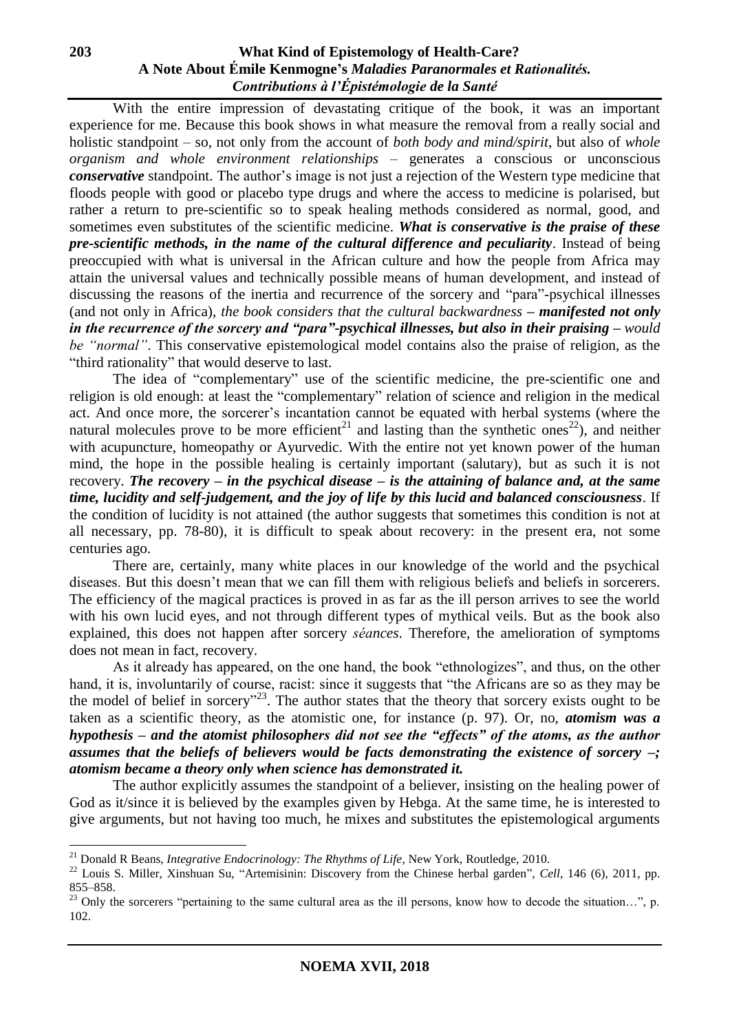With the entire impression of devastating critique of the book, it was an important experience for me. Because this book shows in what measure the removal from a really social and holistic standpoint – so, not only from the account of *both body and mind/spirit*, but also of *whole organism and whole environment relationships* – generates a conscious or unconscious ***conservative*** standpoint. The author's image is not just a rejection of the Western type medicine that floods people with good or placebo type drugs and where the access to medicine is polarised, but rather a return to pre-scientific so to speak healing methods considered as normal, good, and sometimes even substitutes of the scientific medicine. ***What is conservative is the praise of these pre-scientific methods, in the name of the cultural difference and peculiarity***. Instead of being preoccupied with what is universal in the African culture and how the people from Africa may attain the universal values and technically possible means of human development, and instead of discussing the reasons of the inertia and recurrence of the sorcery and "para"-psychical illnesses (and not only in Africa), *the book considers that the cultural backwardness – **manifested not only in the recurrence of the sorcery and "para"-psychical illnesses, but also in their praising** – would be "normal"*. This conservative epistemological model contains also the praise of religion, as the "third rationality" that would deserve to last.

The idea of "complementary" use of the scientific medicine, the pre-scientific one and religion is old enough: at least the "complementary" relation of science and religion in the medical act. And once more, the sorcerer's incantation cannot be equated with herbal systems (where the natural molecules prove to be more efficient[21] and lasting than the synthetic ones[22]), and neither with acupuncture, homeopathy or Ayurvedic. With the entire not yet known power of the human mind, the hope in the possible healing is certainly important (salutary), but as such it is not recovery. ***The recovery – in the psychical disease – is the attaining of balance and, at the same time, lucidity and self-judgement, and the joy of life by this lucid and balanced consciousness***. If the condition of lucidity is not attained (the author suggests that sometimes this condition is not at all necessary, pp. 78-80), it is difficult to speak about recovery: in the present era, not some centuries ago.

There are, certainly, many white places in our knowledge of the world and the psychical diseases. But this doesn't mean that we can fill them with religious beliefs and beliefs in sorcerers. The efficiency of the magical practices is proved in as far as the ill person arrives to see the world with his own lucid eyes, and not through different types of mythical veils. But as the book also explained, this does not happen after sorcery *séances*. Therefore, the amelioration of symptoms does not mean in fact, recovery.

As it already has appeared, on the one hand, the book "ethnologizes", and thus, on the other hand, it is, involuntarily of course, racist: since it suggests that "the Africans are so as they may be the model of belief in sorcery"[23]. The author states that the theory that sorcery exists ought to be taken as a scientific theory, as the atomistic one, for instance (p. 97). Or, no, ***atomism was a hypothesis – and the atomist philosophers did not see the "effects" of the atoms, as the author assumes that the beliefs of believers would be facts demonstrating the existence of sorcery –; atomism became a theory only when science has demonstrated it.***

The author explicitly assumes the standpoint of a believer, insisting on the healing power of God as it/since it is believed by the examples given by Hebga. At the same time, he is interested to give arguments, but not having too much, he mixes and substitutes the epistemological arguments

---

[21] Donald R Beans, *Integrative Endocrinology: The Rhythms of Life*, New York, Routledge, 2010.

[22] Louis S. Miller, Xinshuan Su, "Artemisinin: Discovery from the Chinese herbal garden", *Cell*, 146 (6), 2011, pp. 855–858.

[23] Only the sorcerers "pertaining to the same cultural area as the ill persons, know how to decode the situation…", p. 102.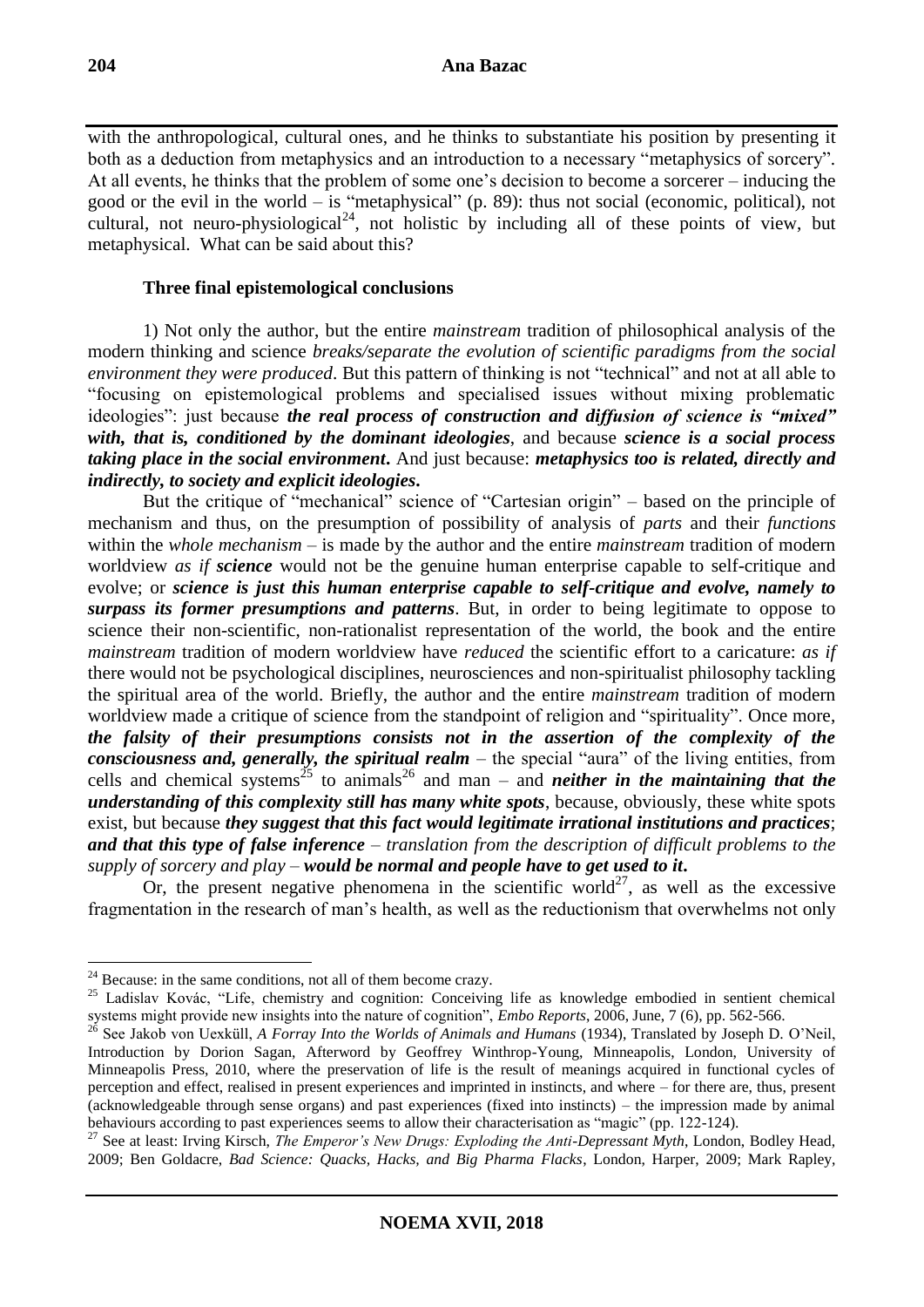with the anthropological, cultural ones, and he thinks to substantiate his position by presenting it both as a deduction from metaphysics and an introduction to a necessary "metaphysics of sorcery". At all events, he thinks that the problem of some one's decision to become a sorcerer – inducing the good or the evil in the world – is "metaphysical" (p. 89): thus not social (economic, political), not cultural, not neuro-physiological[24], not holistic by including all of these points of view, but metaphysical. What can be said about this?

### Three final epistemological conclusions

1) Not only the author, but the entire *mainstream* tradition of philosophical analysis of the modern thinking and science *breaks/separate the evolution of scientific paradigms from the social environment they were produced*. But this pattern of thinking is not "technical" and not at all able to "focusing on epistemological problems and specialised issues without mixing problematic ideologies": just because ***the real process of construction and diffusion of science is "mixed" with, that is, conditioned by the dominant ideologies***, and because ***science is a social process taking place in the social environment***. And just because: ***metaphysics too is related, directly and indirectly, to society and explicit ideologies***.

But the critique of "mechanical" science of "Cartesian origin" – based on the principle of mechanism and thus, on the presumption of possibility of analysis of *parts* and their *functions* within the *whole mechanism* – is made by the author and the entire *mainstream* tradition of modern worldview *as if* ***science*** would not be the genuine human enterprise capable to self-critique and evolve; or ***science is just this human enterprise capable to self-critique and evolve, namely to surpass its former presumptions and patterns***. But, in order to being legitimate to oppose to science their non-scientific, non-rationalist representation of the world, the book and the entire *mainstream* tradition of modern worldview have *reduced* the scientific effort to a caricature: *as if* there would not be psychological disciplines, neurosciences and non-spiritualist philosophy tackling the spiritual area of the world. Briefly, the author and the entire *mainstream* tradition of modern worldview made a critique of science from the standpoint of religion and "spirituality". Once more, ***the falsity of their presumptions consists not in the assertion of the complexity of the consciousness and, generally, the spiritual realm*** – the special "aura" of the living entities, from cells and chemical systems[25] to animals[26] and man – and ***neither in the maintaining that the understanding of this complexity still has many white spots***, because, obviously, these white spots exist, but because ***they suggest that this fact would legitimate irrational institutions and practices***; ***and that this type of false inference*** – *translation from the description of difficult problems to the supply of sorcery and play* – ***would be normal and people have to get used to it***.

Or, the present negative phenomena in the scientific world[27], as well as the excessive fragmentation in the research of man's health, as well as the reductionism that overwhelms not only

---

[24] Because: in the same conditions, not all of them become crazy.

[25] Ladislav Kovác, "Life, chemistry and cognition: Conceiving life as knowledge embodied in sentient chemical systems might provide new insights into the nature of cognition", *Embo Reports*, 2006, June, 7 (6), pp. 562-566.

[26] See Jakob von Uexküll, *A Forray Into the Worlds of Animals and Humans* (1934), Translated by Joseph D. O'Neil, Introduction by Dorion Sagan, Afterword by Geoffrey Winthrop-Young, Minneapolis, London, University of Minneapolis Press, 2010, where the preservation of life is the result of meanings acquired in functional cycles of perception and effect, realised in present experiences and imprinted in instincts, and where – for there are, thus, present (acknowledgeable through sense organs) and past experiences (fixed into instincts) – the impression made by animal behaviours according to past experiences seems to allow their characterisation as "magic" (pp. 122-124).

[27] See at least: Irving Kirsch, *The Emperor's New Drugs: Exploding the Anti-Depressant Myth*, London, Bodley Head, 2009; Ben Goldacre, *Bad Science: Quacks, Hacks, and Big Pharma Flacks*, London, Harper, 2009; Mark Rapley,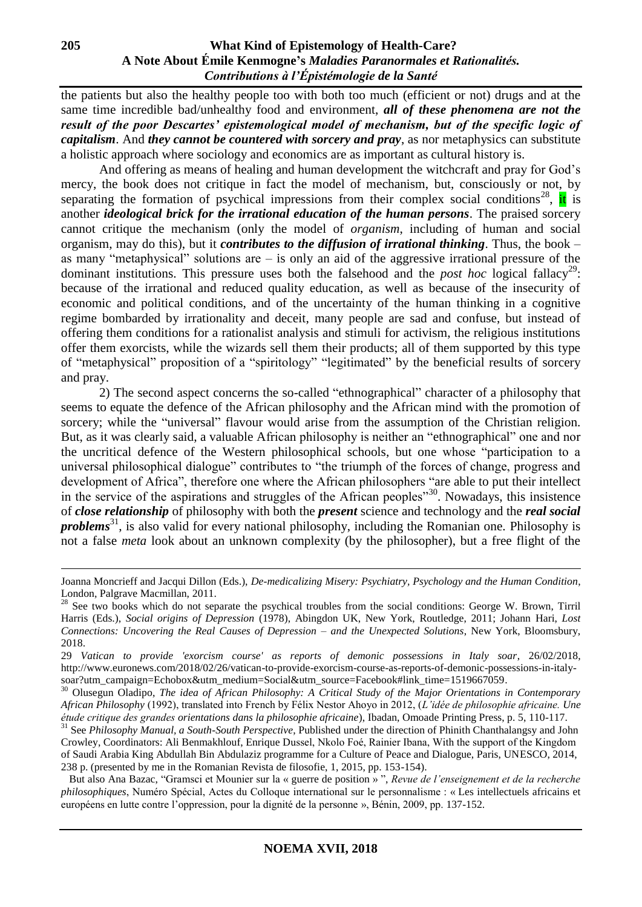the patients but also the healthy people too with both too much (efficient or not) drugs and at the same time incredible bad/unhealthy food and environment, ***all of these phenomena are not the result of the poor Descartes' epistemological model of mechanism, but of the specific logic of capitalism***. And ***they cannot be countered with sorcery and pray***, as nor metaphysics can substitute a holistic approach where sociology and economics are as important as cultural history is.

And offering as means of healing and human development the witchcraft and pray for God's mercy, the book does not critique in fact the model of mechanism, but, consciously or not, by separating the formation of psychical impressions from their complex social conditions[28], it is another ***ideological brick for the irrational education of the human persons***. The praised sorcery cannot critique the mechanism (only the model of *organism*, including of human and social organism, may do this), but it ***contributes to the diffusion of irrational thinking***. Thus, the book – as many "metaphysical" solutions are – is only an aid of the aggressive irrational pressure of the dominant institutions. This pressure uses both the falsehood and the *post hoc* logical fallacy[29]: because of the irrational and reduced quality education, as well as because of the insecurity of economic and political conditions, and of the uncertainty of the human thinking in a cognitive regime bombarded by irrationality and deceit, many people are sad and confuse, but instead of offering them conditions for a rationalist analysis and stimuli for activism, the religious institutions offer them exorcists, while the wizards sell them their products; all of them supported by this type of "metaphysical" proposition of a "spiritology" "legitimated" by the beneficial results of sorcery and pray.

2) The second aspect concerns the so-called "ethnographical" character of a philosophy that seems to equate the defence of the African philosophy and the African mind with the promotion of sorcery; while the "universal" flavour would arise from the assumption of the Christian religion. But, as it was clearly said, a valuable African philosophy is neither an "ethnographical" one and nor the uncritical defence of the Western philosophical schools, but one whose "participation to a universal philosophical dialogue" contributes to "the triumph of the forces of change, progress and development of Africa", therefore one where the African philosophers "are able to put their intellect in the service of the aspirations and struggles of the African peoples"[30]. Nowadays, this insistence of ***close relationship*** of philosophy with both the ***present*** science and technology and the ***real social problems***[31], is also valid for every national philosophy, including the Romanian one. Philosophy is not a false *meta* look about an unknown complexity (by the philosopher), but a free flight of the

---

Joanna Moncrieff and Jacqui Dillon (Eds.), *De-medicalizing Misery: Psychiatry, Psychology and the Human Condition*, London, Palgrave Macmillan, 2011.

[28] See two books which do not separate the psychical troubles from the social conditions: George W. Brown, Tirril Harris (Eds.), *Social origins of Depression* (1978), Abingdon UK, New York, Routledge, 2011; Johann Hari, *Lost Connections: Uncovering the Real Causes of Depression – and the Unexpected Solutions*, New York, Bloomsbury, 2018.

[29] *Vatican to provide 'exorcism course' as reports of demonic possessions in Italy soar*, 26/02/2018, http://www.euronews.com/2018/02/26/vatican-to-provide-exorcism-course-as-reports-of-demonic-possessions-in-italy-soar?utm_campaign=Echobox&utm_medium=Social&utm_source=Facebook#link_time=1519667059.

[30] Olusegun Oladipo, *The idea of African Philosophy: A Critical Study of the Major Orientations in Contemporary African Philosophy* (1992), translated into French by Félix Nestor Ahoyo in 2012, (*L'idée de philosophie africaine. Une étude critique des grandes orientations dans la philosophie africaine*), Ibadan, Omoade Printing Press, p. 5, 110-117.

[31] See *Philosophy Manual, a South-South Perspective*, Published under the direction of Phinith Chanthalangsy and John Crowley, Coordinators: Ali Benmakhlouf, Enrique Dussel, Nkolo Foé, Rainier Ibana, With the support of the Kingdom of Saudi Arabia King Abdullah Bin Abdulaziz programme for a Culture of Peace and Dialogue, Paris, UNESCO, 2014, 238 p. (presented by me in the Romanian Revista de filosofie, 1, 2015, pp. 153-154).

But also Ana Bazac, "Gramsci et Mounier sur la « guerre de position » ", *Revue de l'enseignement et de la recherche philosophiques*, Numéro Spécial, Actes du Colloque international sur le personnalisme : « Les intellectuels africains et européens en lutte contre l'oppression, pour la dignité de la personne », Bénin, 2009, pp. 137-152.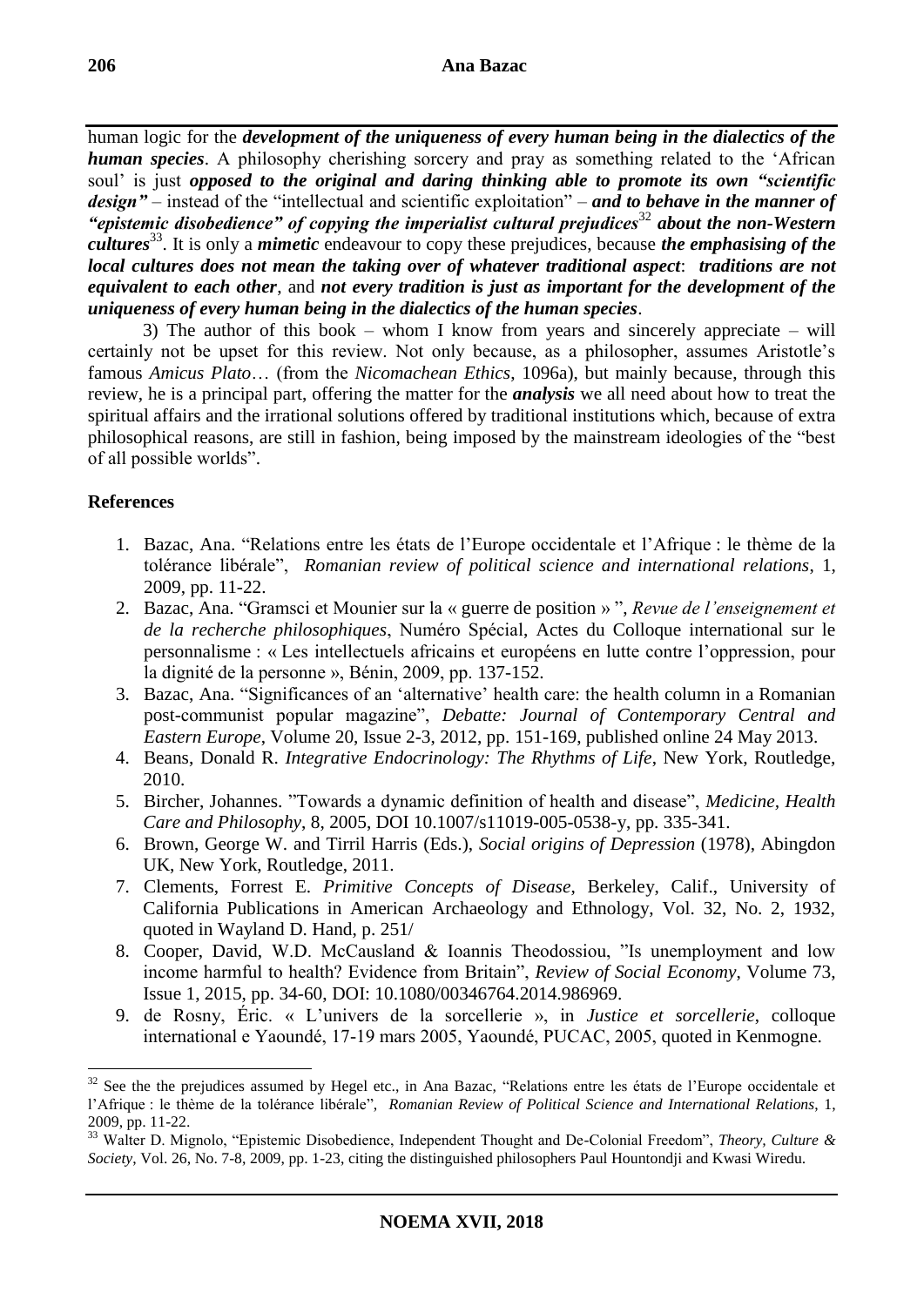human logic for the ***development of the uniqueness of every human being in the dialectics of the human species***. A philosophy cherishing sorcery and pray as something related to the 'African soul' is just ***opposed to the original and daring thinking able to promote its own "scientific design"*** – instead of the "intellectual and scientific exploitation" – ***and to behave in the manner of "epistemic disobedience" of copying the imperialist cultural prejudices***[32] ***about the non-Western cultures***[33]. It is only a ***mimetic*** endeavour to copy these prejudices, because ***the emphasising of the local cultures does not mean the taking over of whatever traditional aspect***: ***traditions are not equivalent to each other***, and ***not every tradition is just as important for the development of the uniqueness of every human being in the dialectics of the human species***.

3) The author of this book – whom I know from years and sincerely appreciate – will certainly not be upset for this review. Not only because, as a philosopher, assumes Aristotle's famous *Amicus Plato*… (from the *Nicomachean Ethics*, 1096a), but mainly because, through this review, he is a principal part, offering the matter for the ***analysis*** we all need about how to treat the spiritual affairs and the irrational solutions offered by traditional institutions which, because of extra philosophical reasons, are still in fashion, being imposed by the mainstream ideologies of the "best of all possible worlds".

## References

1. Bazac, Ana. "Relations entre les états de l'Europe occidentale et l'Afrique : le thème de la tolérance libérale", *Romanian review of political science and international relations*, 1, 2009, pp. 11-22.
2. Bazac, Ana. "Gramsci et Mounier sur la « guerre de position » ", *Revue de l'enseignement et de la recherche philosophiques*, Numéro Spécial, Actes du Colloque international sur le personnalisme : « Les intellectuels africains et européens en lutte contre l'oppression, pour la dignité de la personne », Bénin, 2009, pp. 137-152.
3. Bazac, Ana. "Significances of an 'alternative' health care: the health column in a Romanian post-communist popular magazine", *Debatte: Journal of Contemporary Central and Eastern Europe*, Volume 20, Issue 2-3, 2012, pp. 151-169, published online 24 May 2013.
4. Beans, Donald R. *Integrative Endocrinology: The Rhythms of Life*, New York, Routledge, 2010.
5. Bircher, Johannes. "Towards a dynamic definition of health and disease", *Medicine, Health Care and Philosophy*, 8, 2005, DOI 10.1007/s11019-005-0538-y, pp. 335-341.
6. Brown, George W. and Tirril Harris (Eds.), *Social origins of Depression* (1978), Abingdon UK, New York, Routledge, 2011.
7. Clements, Forrest E. *Primitive Concepts of Disease*, Berkeley, Calif., University of California Publications in American Archaeology and Ethnology, Vol. 32, No. 2, 1932, quoted in Wayland D. Hand, p. 251/
8. Cooper, David, W.D. McCausland & Ioannis Theodossiou, "Is unemployment and low income harmful to health? Evidence from Britain", *Review of Social Economy*, Volume 73, Issue 1, 2015, pp. 34-60, DOI: 10.1080/00346764.2014.986969.
9. de Rosny, Éric. « L'univers de la sorcellerie », in *Justice et sorcellerie*, colloque international e Yaoundé, 17-19 mars 2005, Yaoundé, PUCAC, 2005, quoted in Kenmogne.

[32] See the the prejudices assumed by Hegel etc., in Ana Bazac, "Relations entre les états de l'Europe occidentale et l'Afrique : le thème de la tolérance libérale", *Romanian Review of Political Science and International Relations*, 1, 2009, pp. 11-22.

[33] Walter D. Mignolo, "Epistemic Disobedience, Independent Thought and De-Colonial Freedom", *Theory, Culture & Society*, Vol. 26, No. 7-8, 2009, pp. 1-23, citing the distinguished philosophers Paul Hountondji and Kwasi Wiredu.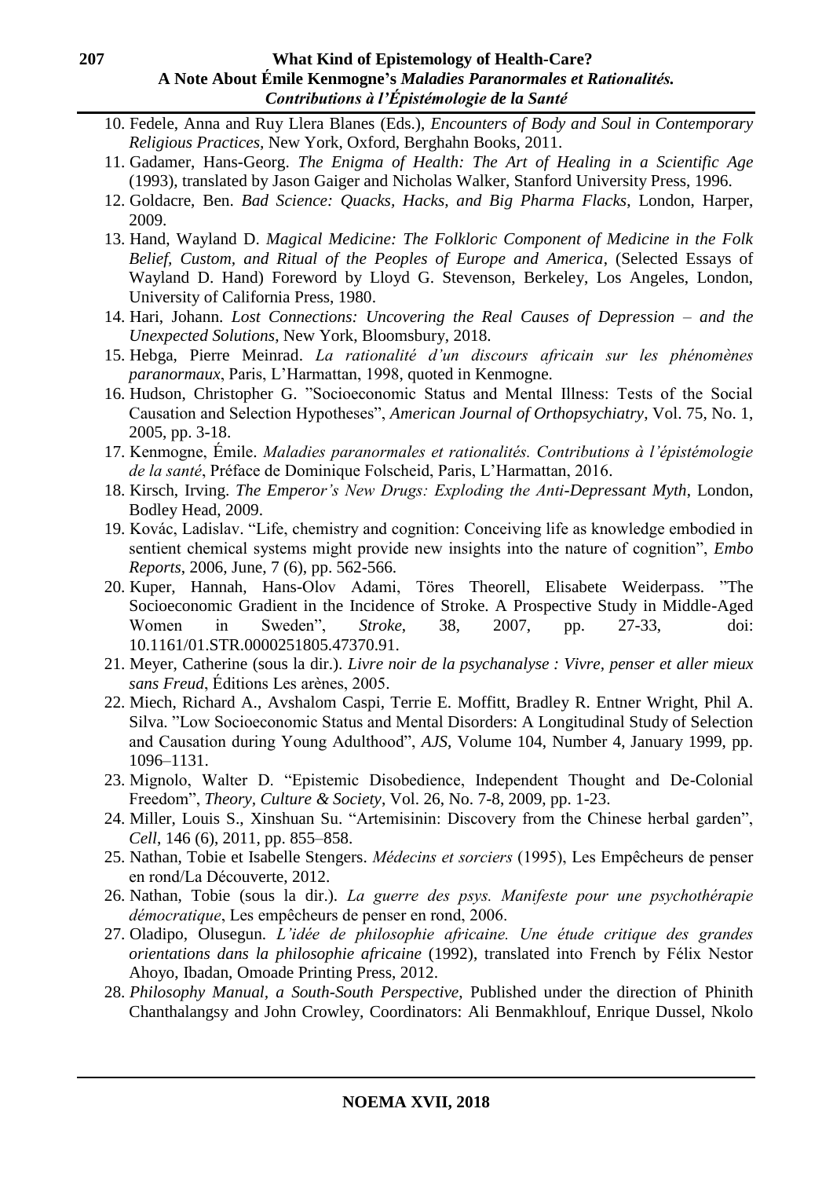10. Fedele, Anna and Ruy Llera Blanes (Eds.), *Encounters of Body and Soul in Contemporary Religious Practices*, New York, Oxford, Berghahn Books, 2011.
11. Gadamer, Hans-Georg. *The Enigma of Health: The Art of Healing in a Scientific Age* (1993), translated by Jason Gaiger and Nicholas Walker, Stanford University Press, 1996.
12. Goldacre, Ben. *Bad Science: Quacks, Hacks, and Big Pharma Flacks*, London, Harper, 2009.
13. Hand, Wayland D. *Magical Medicine: The Folkloric Component of Medicine in the Folk Belief, Custom, and Ritual of the Peoples of Europe and America*, (Selected Essays of Wayland D. Hand) Foreword by Lloyd G. Stevenson, Berkeley, Los Angeles, London, University of California Press, 1980.
14. Hari, Johann. *Lost Connections: Uncovering the Real Causes of Depression – and the Unexpected Solutions*, New York, Bloomsbury, 2018.
15. Hebga, Pierre Meinrad. *La rationalité d'un discours africain sur les phénomènes paranormaux*, Paris, L'Harmattan, 1998, quoted in Kenmogne.
16. Hudson, Christopher G. "Socioeconomic Status and Mental Illness: Tests of the Social Causation and Selection Hypotheses", *American Journal of Orthopsychiatry*, Vol. 75, No. 1, 2005, pp. 3-18.
17. Kenmogne, Émile. *Maladies paranormales et rationalités. Contributions à l'épistémologie de la santé*, Préface de Dominique Folscheid, Paris, L'Harmattan, 2016.
18. Kirsch, Irving. *The Emperor's New Drugs: Exploding the Anti-Depressant Myth*, London, Bodley Head, 2009.
19. Kovác, Ladislav. "Life, chemistry and cognition: Conceiving life as knowledge embodied in sentient chemical systems might provide new insights into the nature of cognition", *Embo Reports*, 2006, June, 7 (6), pp. 562-566.
20. Kuper, Hannah, Hans-Olov Adami, Töres Theorell, Elisabete Weiderpass. "The Socioeconomic Gradient in the Incidence of Stroke. A Prospective Study in Middle-Aged Women in Sweden", *Stroke*, 38, 2007, pp. 27-33, doi: 10.1161/01.STR.0000251805.47370.91.
21. Meyer, Catherine (sous la dir.). *Livre noir de la psychanalyse : Vivre, penser et aller mieux sans Freud*, Éditions Les arènes, 2005.
22. Miech, Richard A., Avshalom Caspi, Terrie E. Moffitt, Bradley R. Entner Wright, Phil A. Silva. "Low Socioeconomic Status and Mental Disorders: A Longitudinal Study of Selection and Causation during Young Adulthood", *AJS*, Volume 104, Number 4, January 1999, pp. 1096–1131.
23. Mignolo, Walter D. "Epistemic Disobedience, Independent Thought and De-Colonial Freedom", *Theory, Culture & Society*, Vol. 26, No. 7-8, 2009, pp. 1-23.
24. Miller, Louis S., Xinshuan Su. "Artemisinin: Discovery from the Chinese herbal garden", *Cell*, 146 (6), 2011, pp. 855–858.
25. Nathan, Tobie et Isabelle Stengers. *Médecins et sorciers* (1995), Les Empêcheurs de penser en rond/La Découverte, 2012.
26. Nathan, Tobie (sous la dir.). *La guerre des psys. Manifeste pour une psychothérapie démocratique*, Les empêcheurs de penser en rond, 2006.
27. Oladipo, Olusegun. *L'idée de philosophie africaine. Une étude critique des grandes orientations dans la philosophie africaine* (1992), translated into French by Félix Nestor Ahoyo, Ibadan, Omoade Printing Press, 2012.
28. *Philosophy Manual, a South-South Perspective*, Published under the direction of Phinith Chanthalangsy and John Crowley, Coordinators: Ali Benmakhlouf, Enrique Dussel, Nkolo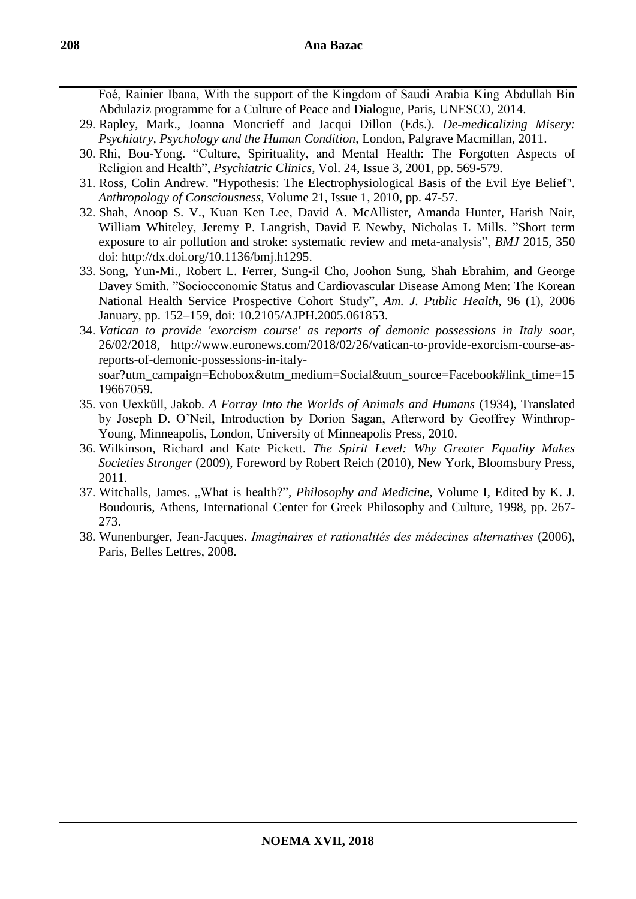Foé, Rainier Ibana, With the support of the Kingdom of Saudi Arabia King Abdullah Bin Abdulaziz programme for a Culture of Peace and Dialogue, Paris, UNESCO, 2014.

29. Rapley, Mark., Joanna Moncrieff and Jacqui Dillon (Eds.). *De-medicalizing Misery: Psychiatry, Psychology and the Human Condition*, London, Palgrave Macmillan, 2011.
30. Rhi, Bou-Yong. "Culture, Spirituality, and Mental Health: The Forgotten Aspects of Religion and Health", *Psychiatric Clinics*, Vol. 24, Issue 3, 2001, pp. 569-579.
31. Ross, Colin Andrew. "Hypothesis: The Electrophysiological Basis of the Evil Eye Belief". *Anthropology of Consciousness*, Volume 21, Issue 1, 2010, pp. 47-57.
32. Shah, Anoop S. V., Kuan Ken Lee, David A. McAllister, Amanda Hunter, Harish Nair, William Whiteley, Jeremy P. Langrish, David E Newby, Nicholas L Mills. "Short term exposure to air pollution and stroke: systematic review and meta-analysis", *BMJ* 2015, 350 doi: http://dx.doi.org/10.1136/bmj.h1295.
33. Song, Yun-Mi., Robert L. Ferrer, Sung-il Cho, Joohon Sung, Shah Ebrahim, and George Davey Smith. "Socioeconomic Status and Cardiovascular Disease Among Men: The Korean National Health Service Prospective Cohort Study", *Am. J. Public Health*, 96 (1), 2006 January, pp. 152–159, doi: 10.2105/AJPH.2005.061853.
34. *Vatican to provide 'exorcism course' as reports of demonic possessions in Italy soar*, 26/02/2018, http://www.euronews.com/2018/02/26/vatican-to-provide-exorcism-course-as-reports-of-demonic-possessions-in-italy-soar?utm_campaign=Echobox&utm_medium=Social&utm_source=Facebook#link_time=1519667059.
35. von Uexküll, Jakob. *A Forray Into the Worlds of Animals and Humans* (1934), Translated by Joseph D. O'Neil, Introduction by Dorion Sagan, Afterword by Geoffrey Winthrop-Young, Minneapolis, London, University of Minneapolis Press, 2010.
36. Wilkinson, Richard and Kate Pickett. *The Spirit Level: Why Greater Equality Makes Societies Stronger* (2009), Foreword by Robert Reich (2010), New York, Bloomsbury Press, 2011.
37. Witchalls, James. „What is health?", *Philosophy and Medicine*, Volume I, Edited by K. J. Boudouris, Athens, International Center for Greek Philosophy and Culture, 1998, pp. 267-273.
38. Wunenburger, Jean-Jacques. *Imaginaires et rationalités des médecines alternatives* (2006), Paris, Belles Lettres, 2008.